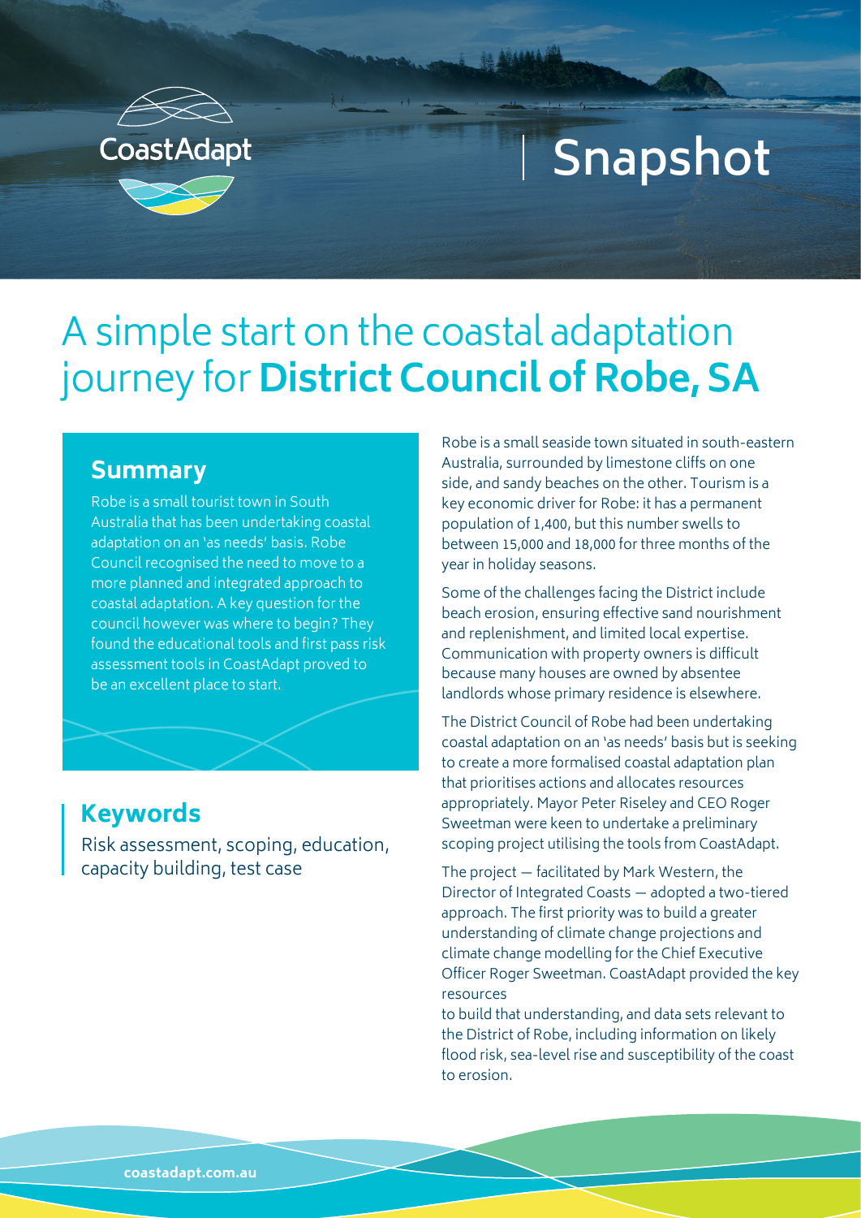CoastAdapt

Snapshot

# A simple start on the coastal adaptation journey for **District Council of Robe, SA**

## Summary

Robe is a small tourist town in South Australia that has been undertaking coastal adaptation on an 'as needs' basis. Robe Council recognised the need to move to a more planned and integrated approach to coastal adaptation. A key question for the council however was where to begin? They found the educational tools and first pass risk assessment tools in CoastAdapt proved to be an excellent place to start.

## Keywords

Risk assessment, scoping, education, capacity building, test case

Robe is a small seaside town situated in south-eastern Australia, surrounded by limestone cliffs on one side, and sandy beaches on the other. Tourism is a key economic driver for Robe: it has a permanent population of 1,400, but this number swells to between 15,000 and 18,000 for three months of the year in holiday seasons.

Some of the challenges facing the District include beach erosion, ensuring effective sand nourishment and replenishment, and limited local expertise. Communication with property owners is difficult because many houses are owned by absentee landlords whose primary residence is elsewhere.

The District Council of Robe had been undertaking coastal adaptation on an 'as needs' basis but is seeking to create a more formalised coastal adaptation plan that prioritises actions and allocates resources appropriately. Mayor Peter Riseley and CEO Roger Sweetman were keen to undertake a preliminary scoping project utilising the tools from CoastAdapt.

The project — facilitated by Mark Western, the Director of Integrated Coasts — adopted a two-tiered approach. The first priority was to build a greater understanding of climate change projections and climate change modelling for the Chief Executive Officer Roger Sweetman. CoastAdapt provided the key resources to build that understanding, and data sets relevant to the District of Robe, including information on likely flood risk, sea-level rise and susceptibility of the coast to erosion.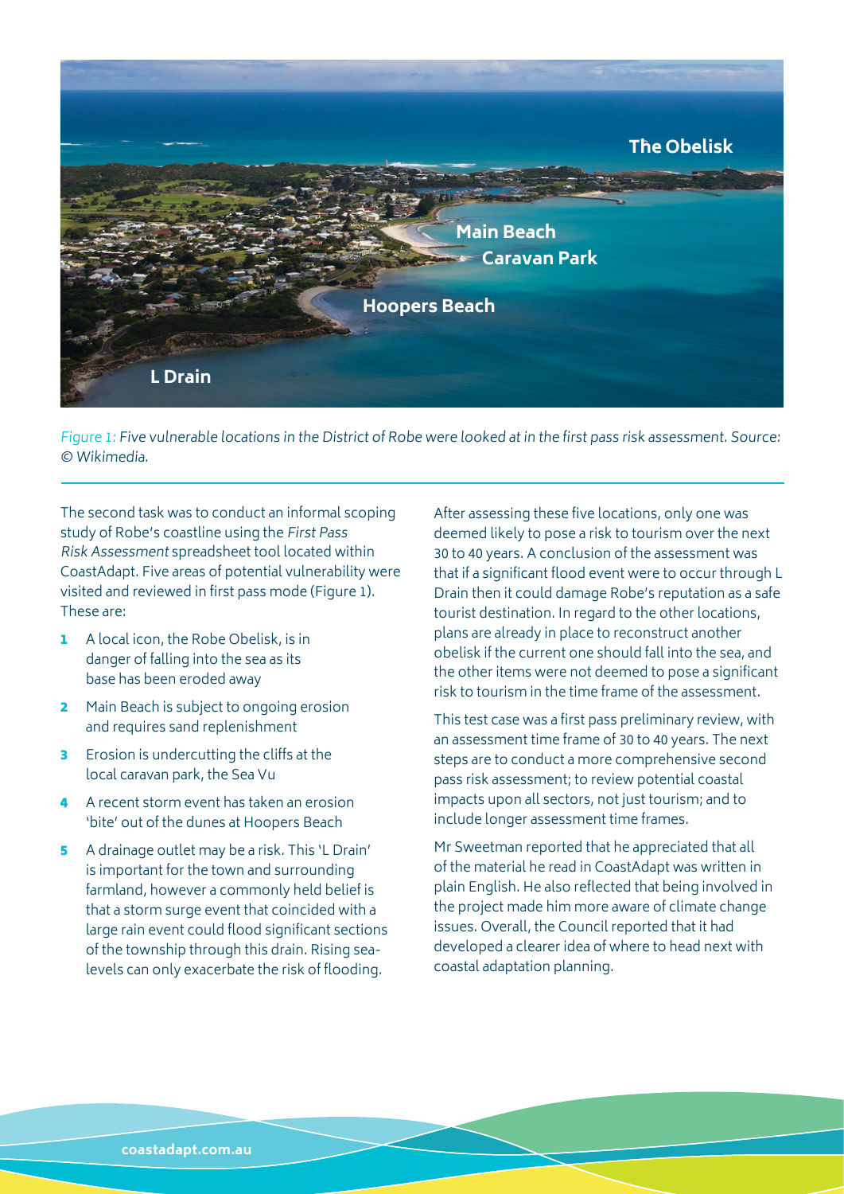*Figure 1: Five vulnerable locations in the District of Robe were looked at in the first pass risk assessment. Source: © Wikimedia.*

The second task was to conduct an informal scoping study of Robe's coastline using the *First Pass Risk Assessment* spreadsheet tool located within CoastAdapt. Five areas of potential vulnerability were visited and reviewed in first pass mode (Figure 1). These are:

1. A local icon, the Robe Obelisk, is in danger of falling into the sea as its base has been eroded away
2. Main Beach is subject to ongoing erosion and requires sand replenishment
3. Erosion is undercutting the cliffs at the local caravan park, the Sea Vu
4. A recent storm event has taken an erosion 'bite' out of the dunes at Hoopers Beach
5. A drainage outlet may be a risk. This 'L Drain' is important for the town and surrounding farmland, however a commonly held belief is that a storm surge event that coincided with a large rain event could flood significant sections of the township through this drain. Rising sea-levels can only exacerbate the risk of flooding.

After assessing these five locations, only one was deemed likely to pose a risk to tourism over the next 30 to 40 years. A conclusion of the assessment was that if a significant flood event were to occur through L Drain then it could damage Robe's reputation as a safe tourist destination. In regard to the other locations, plans are already in place to reconstruct another obelisk if the current one should fall into the sea, and the other items were not deemed to pose a significant risk to tourism in the time frame of the assessment.

This test case was a first pass preliminary review, with an assessment time frame of 30 to 40 years. The next steps are to conduct a more comprehensive second pass risk assessment; to review potential coastal impacts upon all sectors, not just tourism; and to include longer assessment time frames.

Mr Sweetman reported that he appreciated that all of the material he read in CoastAdapt was written in plain English. He also reflected that being involved in the project made him more aware of climate change issues. Overall, the Council reported that it had developed a clearer idea of where to head next with coastal adaptation planning.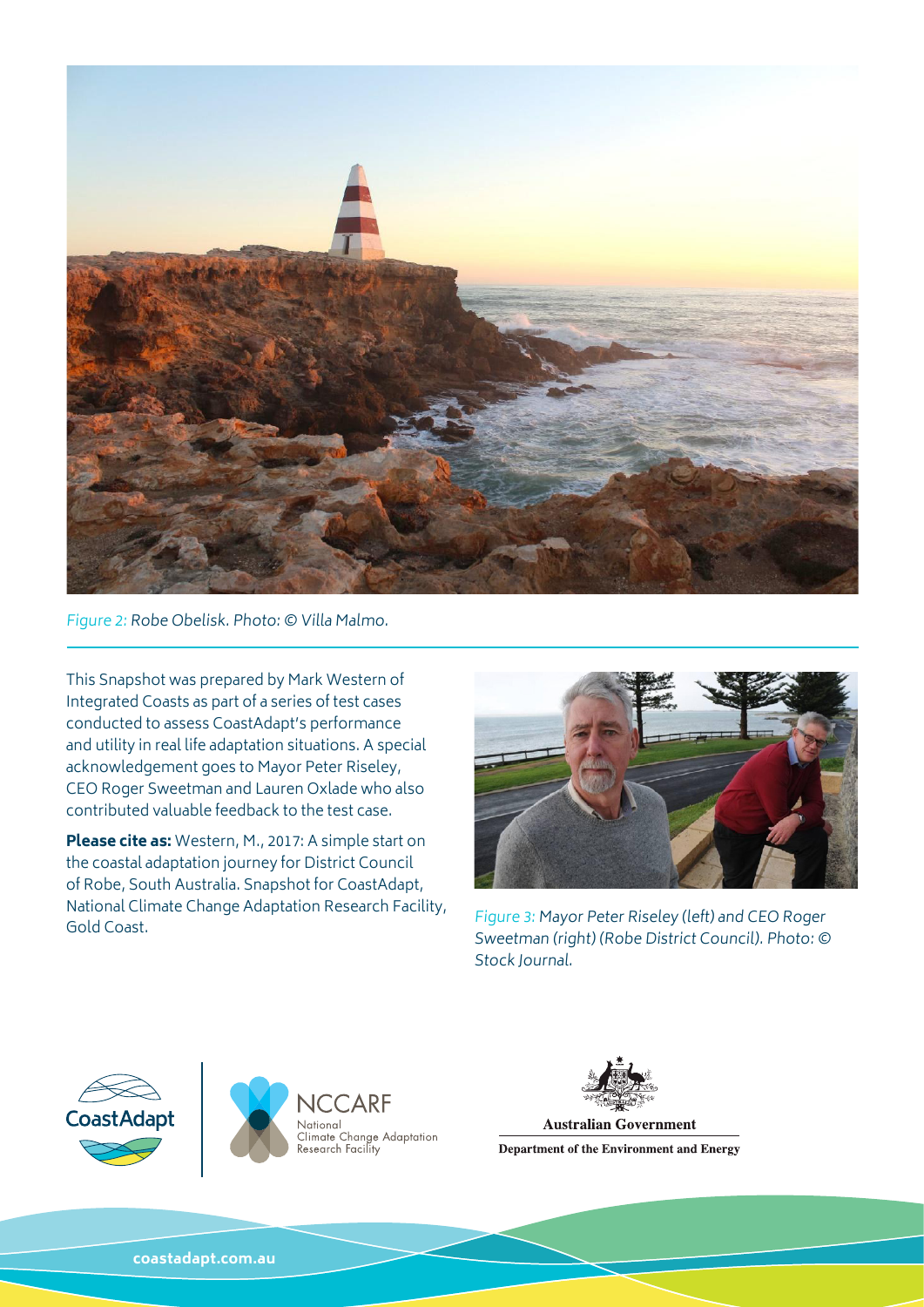*Figure 2: Robe Obelisk. Photo: © Villa Malmo.*

This Snapshot was prepared by Mark Western of Integrated Coasts as part of a series of test cases conducted to assess CoastAdapt's performance and utility in real life adaptation situations. A special acknowledgement goes to Mayor Peter Riseley, CEO Roger Sweetman and Lauren Oxlade who also contributed valuable feedback to the test case.

**Please cite as:** Western, M., 2017: A simple start on the coastal adaptation journey for District Council of Robe, South Australia. Snapshot for CoastAdapt, National Climate Change Adaptation Research Facility, Gold Coast.

*Figure 3: Mayor Peter Riseley (left) and CEO Roger Sweetman (right) (Robe District Council). Photo: © Stock Journal.*

CoastAdapt

NCCARF
National Climate Change Adaptation Research Facility

Australian Government
Department of the Environment and Energy

coastadapt.com.au